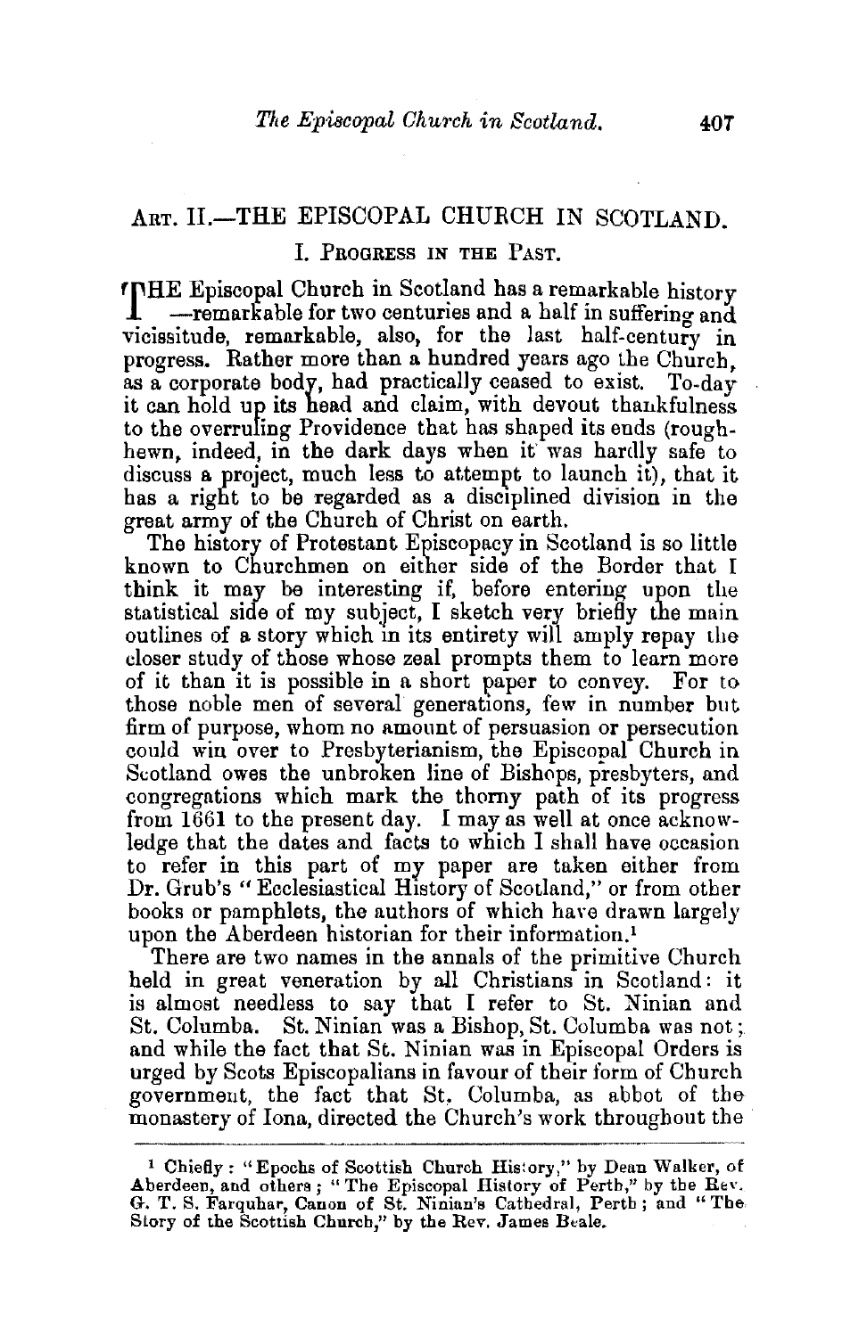## Art. II.—THE EPISCOPAL CHURCH IN SCOTLAND.

### I. Progress in the Past.

THE Episcopal Church in Scotland has a remarkable history —remarkable for two centuries and a half in suffering and vicissitude, remarkable, also, for the last half-century in progress. Rather more than a hundred years ago the Church, as a corporate body, had practically ceased to exist. To-day it can hold up its head and claim, with devout thankfulness to the overruling Providence that has shaped its ends (rough-hewn, indeed, in the dark days when it was hardly safe to discuss a project, much less to attempt to launch it), that it has a right to be regarded as a disciplined division in the great army of the Church of Christ on earth.

The history of Protestant Episcopacy in Scotland is so little known to Churchmen on either side of the Border that I think it may be interesting if, before entering upon the statistical side of my subject, I sketch very briefly the main outlines of a story which in its entirety will amply repay the closer study of those whose zeal prompts them to learn more of it than it is possible in a short paper to convey. For to those noble men of several generations, few in number but firm of purpose, whom no amount of persuasion or persecution could win over to Presbyterianism, the Episcopal Church in Scotland owes the unbroken line of Bishops, presbyters, and congregations which mark the thorny path of its progress from 1661 to the present day. I may as well at once acknowledge that the dates and facts to which I shall have occasion to refer in this part of my paper are taken either from Dr. Grub's "Ecclesiastical History of Scotland," or from other books or pamphlets, the authors of which have drawn largely upon the Aberdeen historian for their information.[1]

There are two names in the annals of the primitive Church held in great veneration by all Christians in Scotland: it is almost needless to say that I refer to St. Ninian and St. Columba. St. Ninian was a Bishop, St. Columba was not; and while the fact that St. Ninian was in Episcopal Orders is urged by Scots Episcopalians in favour of their form of Church government, the fact that St. Columba, as abbot of the monastery of Iona, directed the Church's work throughout the

---

[1] Chiefly: "Epochs of Scottish Church History," by Dean Walker, of Aberdeen, and others; "The Episcopal History of Perth," by the Rev. G. T. S. Farquhar, Canon of St. Ninian's Cathedral, Perth; and "The Story of the Scottish Church," by the Rev. James Beale.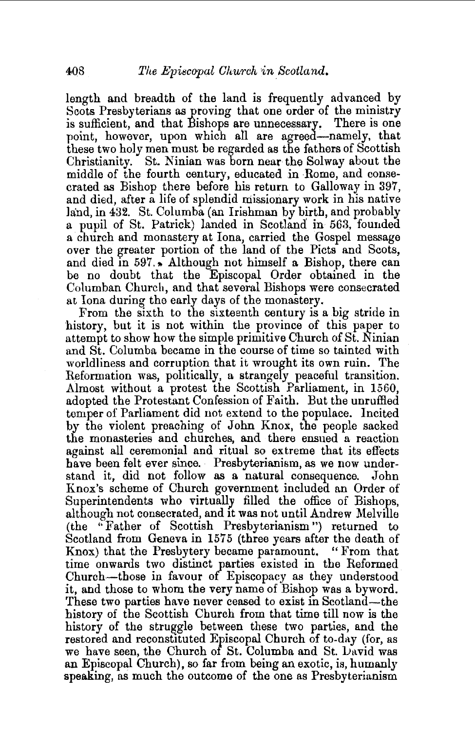length and breadth of the land is frequently advanced by Scots Presbyterians as proving that one order of the ministry is sufficient, and that Bishops are unnecessary. There is one point, however, upon which all are agreed—namely, that these two holy men must be regarded as the fathers of Scottish Christianity. St. Ninian was born near the Solway about the middle of the fourth century, educated in Rome, and consecrated as Bishop there before his return to Galloway in 397, and died, after a life of splendid missionary work in his native land, in 432. St. Columba (an Irishman by birth, and probably a pupil of St. Patrick) landed in Scotland in 563, founded a church and monastery at Iona, carried the Gospel message over the greater portion of the land of the Picts and Scots, and died in 597.* Although not himself a Bishop, there can be no doubt that the Episcopal Order obtained in the Columban Church, and that several Bishops were consecrated at Iona during the early days of the monastery.

From the sixth to the sixteenth century is a big stride in history, but it is not within the province of this paper to attempt to show how the simple primitive Church of St. Ninian and St. Columba became in the course of time so tainted with worldliness and corruption that it wrought its own ruin. The Reformation was, politically, a strangely peaceful transition. Almost without a protest the Scottish Parliament, in 1560, adopted the Protestant Confession of Faith. But the unruffled temper of Parliament did not extend to the populace. Incited by the violent preaching of John Knox, the people sacked the monasteries and churches, and there ensued a reaction against all ceremonial and ritual so extreme that its effects have been felt ever since. Presbyterianism, as we now understand it, did not follow as a natural consequence. John Knox's scheme of Church government included an Order of Superintendents who virtually filled the office of Bishops, although not consecrated, and it was not until Andrew Melville (the "Father of Scottish Presbyterianism") returned to Scotland from Geneva in 1575 (three years after the death of Knox) that the Presbytery became paramount. "From that time onwards two distinct parties existed in the Reformed Church—those in favour of Episcopacy as they understood it, and those to whom the very name of Bishop was a byword. These two parties have never ceased to exist in Scotland—the history of the Scottish Church from that time till now is the history of the struggle between these two parties, and the restored and reconstituted Episcopal Church of to-day (for, as we have seen, the Church of St. Columba and St. David was an Episcopal Church), so far from being an exotic, is, humanly speaking, as much the outcome of the one as Presbyterianism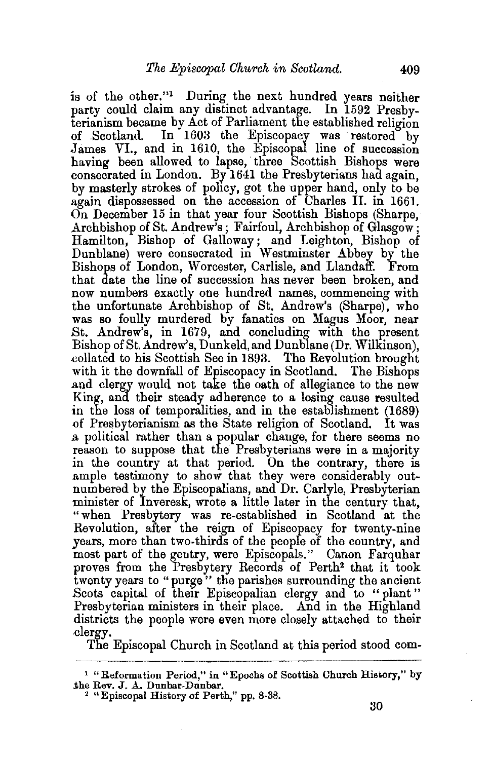is of the other."[1] During the next hundred years neither party could claim any distinct advantage. In 1592 Presbyterianism became by Act of Parliament the established religion of Scotland. In 1603 the Episcopacy was restored by James VI., and in 1610, the Episcopal line of succession having been allowed to lapse, three Scottish Bishops were consecrated in London. By 1641 the Presbyterians had again, by masterly strokes of policy, got the upper hand, only to be again dispossessed on the accession of Charles II. in 1661. On December 15 in that year four Scottish Bishops (Sharpe, Archbishop of St. Andrew's; Fairfoul, Archbishop of Glasgow; Hamilton, Bishop of Galloway; and Leighton, Bishop of Dunblane) were consecrated in Westminster Abbey by the Bishops of London, Worcester, Carlisle, and Llandaff. From that date the line of succession has never been broken, and now numbers exactly one hundred names, commencing with the unfortunate Archbishop of St. Andrew's (Sharpe), who was so foully murdered by fanatics on Magus Moor, near St. Andrew's, in 1679, and concluding with the present Bishop of St. Andrew's, Dunkeld, and Dunblane (Dr. Wilkinson), collated to his Scottish See in 1893. The Revolution brought with it the downfall of Episcopacy in Scotland. The Bishops and clergy would not take the oath of allegiance to the new King, and their steady adherence to a losing cause resulted in the loss of temporalities, and in the establishment (1689) of Presbyterianism as the State religion of Scotland. It was a political rather than a popular change, for there seems no reason to suppose that the Presbyterians were in a majority in the country at that period. On the contrary, there is ample testimony to show that they were considerably outnumbered by the Episcopalians, and Dr. Carlyle, Presbyterian minister of Inveresk, wrote a little later in the century that, "when Presbytery was re-established in Scotland at the Revolution, after the reign of Episcopacy for twenty-nine years, more than two-thirds of the people of the country, and most part of the gentry, were Episcopals." Canon Farquhar proves from the Presbytery Records of Perth[2] that it took twenty years to "purge" the parishes surrounding the ancient Scots capital of their Episcopalian clergy and to "plant" Presbyterian ministers in their place. And in the Highland districts the people were even more closely attached to their clergy.

The Episcopal Church in Scotland at this period stood com-

---

[1] "Reformation Period," in "Epochs of Scottish Church History," by the Rev. J. A. Dunbar-Dunbar.

[2] "Episcopal History of Perth," pp. 8-38.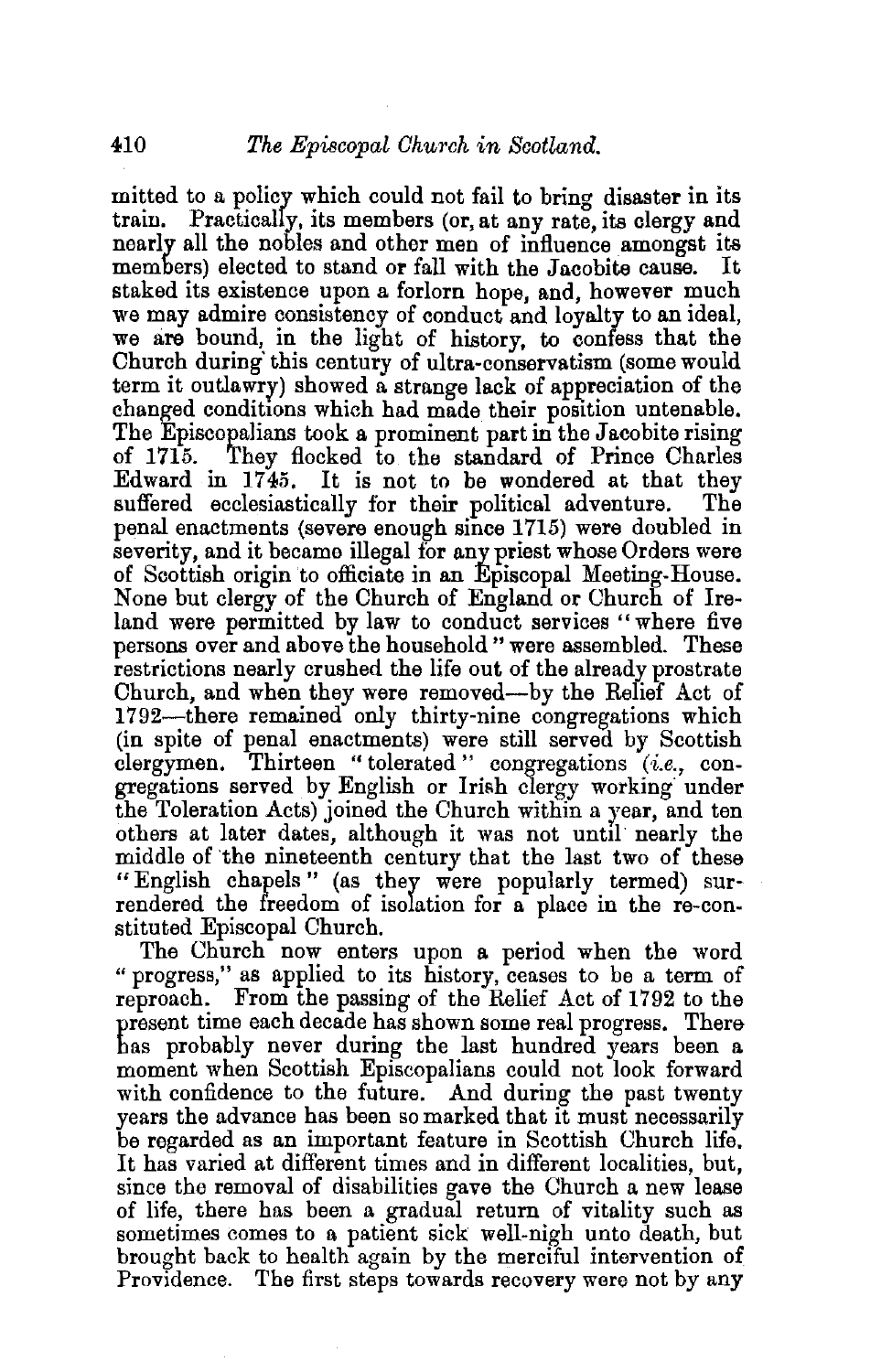mitted to a policy which could not fail to bring disaster in its train. Practically, its members (or, at any rate, its clergy and nearly all the nobles and other men of influence amongst its members) elected to stand or fall with the Jacobite cause. It staked its existence upon a forlorn hope, and, however much we may admire consistency of conduct and loyalty to an ideal, we are bound, in the light of history, to confess that the Church during this century of ultra-conservatism (some would term it outlawry) showed a strange lack of appreciation of the changed conditions which had made their position untenable. The Episcopalians took a prominent part in the Jacobite rising of 1715. They flocked to the standard of Prince Charles Edward in 1745. It is not to be wondered at that they suffered ecclesiastically for their political adventure. The penal enactments (severe enough since 1715) were doubled in severity, and it became illegal for any priest whose Orders were of Scottish origin to officiate in an Episcopal Meeting-House. None but clergy of the Church of England or Church of Ireland were permitted by law to conduct services "where five persons over and above the household" were assembled. These restrictions nearly crushed the life out of the already prostrate Church, and when they were removed—by the Relief Act of 1792—there remained only thirty-nine congregations which (in spite of penal enactments) were still served by Scottish clergymen. Thirteen "tolerated" congregations (*i.e.*, congregations served by English or Irish clergy working under the Toleration Acts) joined the Church within a year, and ten others at later dates, although it was not until nearly the middle of the nineteenth century that the last two of these "English chapels" (as they were popularly termed) surrendered the freedom of isolation for a place in the re-constituted Episcopal Church.

The Church now enters upon a period when the word "progress," as applied to its history, ceases to be a term of reproach. From the passing of the Relief Act of 1792 to the present time each decade has shown some real progress. There has probably never during the last hundred years been a moment when Scottish Episcopalians could not look forward with confidence to the future. And during the past twenty years the advance has been so marked that it must necessarily be regarded as an important feature in Scottish Church life. It has varied at different times and in different localities, but, since the removal of disabilities gave the Church a new lease of life, there has been a gradual return of vitality such as sometimes comes to a patient sick well-nigh unto death, but brought back to health again by the merciful intervention of Providence. The first steps towards recovery were not by any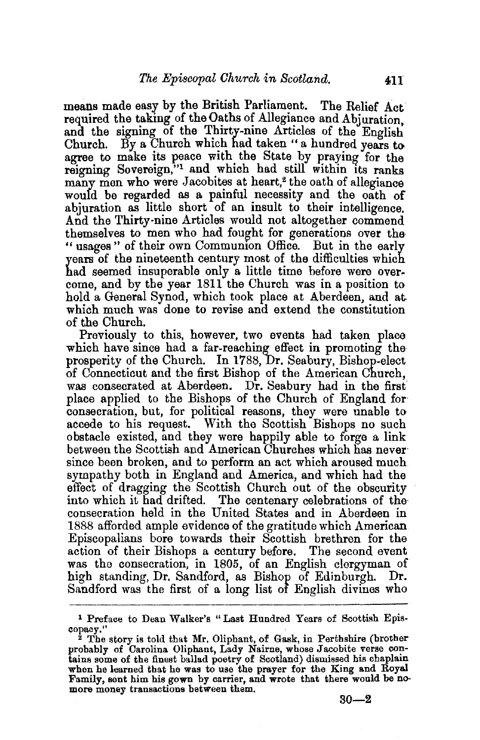means made easy by the British Parliament. The Relief Act required the taking of the Oaths of Allegiance and Abjuration, and the signing of the Thirty-nine Articles of the English Church. By a Church which had taken "a hundred years to agree to make its peace with the State by praying for the reigning Sovereign,"[1] and which had still within its ranks many men who were Jacobites at heart,[2] the oath of allegiance would be regarded as a painful necessity and the oath of abjuration as little short of an insult to their intelligence. And the Thirty-nine Articles would not altogether commend themselves to men who had fought for generations over the "usages" of their own Communion Office. But in the early years of the nineteenth century most of the difficulties which had seemed insuperable only a little time before were overcome, and by the year 1811 the Church was in a position to hold a General Synod, which took place at Aberdeen, and at which much was done to revise and extend the constitution of the Church.

Previously to this, however, two events had taken place which have since had a far-reaching effect in promoting the prosperity of the Church. In 1788, Dr. Seabury, Bishop-elect of Connecticut and the first Bishop of the American Church, was consecrated at Aberdeen. Dr. Seabury had in the first place applied to the Bishops of the Church of England for consecration, but, for political reasons, they were unable to accede to his request. With the Scottish Bishops no such obstacle existed, and they were happily able to forge a link between the Scottish and American Churches which has never since been broken, and to perform an act which aroused much sympathy both in England and America, and which had the effect of dragging the Scottish Church out of the obscurity into which it had drifted. The centenary celebrations of the consecration held in the United States and in Aberdeen in 1888 afforded ample evidence of the gratitude which American Episcopalians bore towards their Scottish brethren for the action of their Bishops a century before. The second event was the consecration, in 1805, of an English clergyman of high standing, Dr. Sandford, as Bishop of Edinburgh. Dr. Sandford was the first of a long list of English divines who

---

[1] Preface to Dean Walker's "Last Hundred Years of Scottish Episcopacy."

[2] The story is told that Mr. Oliphant, of Gask, in Perthshire (brother probably of Carolina Oliphant, Lady Nairne, whose Jacobite verse contains some of the finest ballad poetry of Scotland) dismissed his chaplain when he learned that he was to use the prayer for the King and Royal Family, sent him his gown by carrier, and wrote that there would be no more money transactions between them.

30—2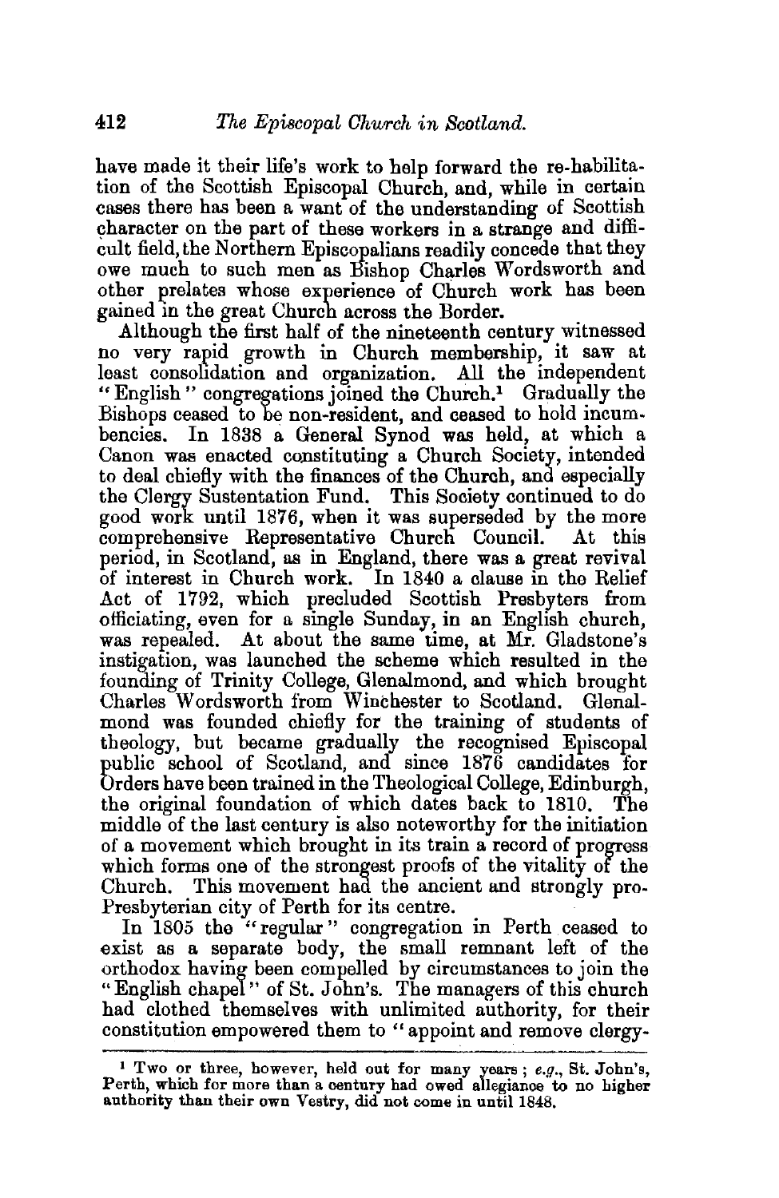have made it their life's work to help forward the re-habilitation of the Scottish Episcopal Church, and, while in certain cases there has been a want of the understanding of Scottish character on the part of these workers in a strange and difficult field, the Northern Episcopalians readily concede that they owe much to such men as Bishop Charles Wordsworth and other prelates whose experience of Church work has been gained in the great Church across the Border.

Although the first half of the nineteenth century witnessed no very rapid growth in Church membership, it saw at least consolidation and organization. All the independent "English" congregations joined the Church.[1] Gradually the Bishops ceased to be non-resident, and ceased to hold incumbencies. In 1838 a General Synod was held, at which a Canon was enacted constituting a Church Society, intended to deal chiefly with the finances of the Church, and especially the Clergy Sustentation Fund. This Society continued to do good work until 1876, when it was superseded by the more comprehensive Representative Church Council. At this period, in Scotland, as in England, there was a great revival of interest in Church work. In 1840 a clause in the Relief Act of 1792, which precluded Scottish Presbyters from officiating, even for a single Sunday, in an English church, was repealed. At about the same time, at Mr. Gladstone's instigation, was launched the scheme which resulted in the founding of Trinity College, Glenalmond, and which brought Charles Wordsworth from Winchester to Scotland. Glenalmond was founded chiefly for the training of students of theology, but became gradually the recognised Episcopal public school of Scotland, and since 1876 candidates for Orders have been trained in the Theological College, Edinburgh, the original foundation of which dates back to 1810. The middle of the last century is also noteworthy for the initiation of a movement which brought in its train a record of progress which forms one of the strongest proofs of the vitality of the Church. This movement had the ancient and strongly pro-Presbyterian city of Perth for its centre.

In 1805 the "regular" congregation in Perth ceased to exist as a separate body, the small remnant left of the orthodox having been compelled by circumstances to join the "English chapel" of St. John's. The managers of this church had clothed themselves with unlimited authority, for their constitution empowered them to "appoint and remove clergy-

[1] Two or three, however, held out for many years; *e.g.*, St. John's, Perth, which for more than a century had owed allegiance to no higher authority than their own Vestry, did not come in until 1848.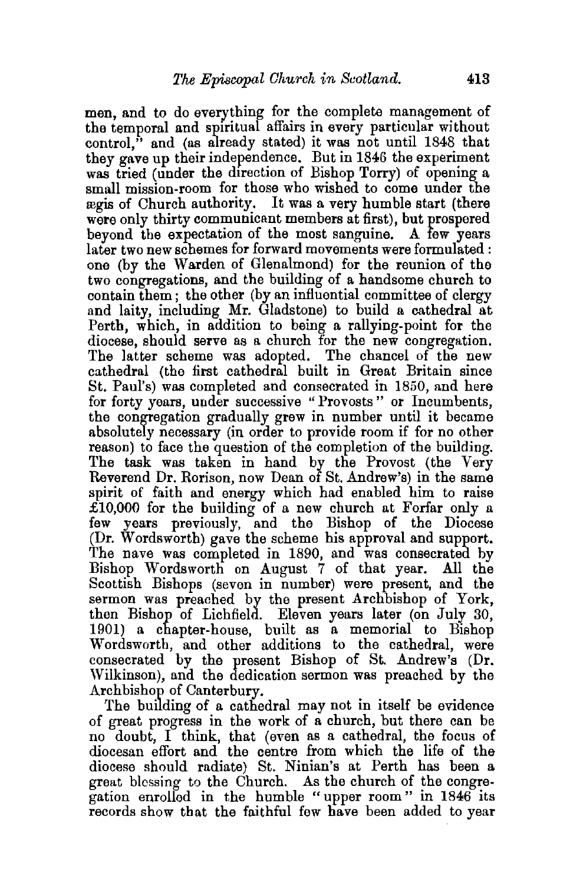men, and to do everything for the complete management of the temporal and spiritual affairs in every particular without control," and (as already stated) it was not until 1848 that they gave up their independence. But in 1846 the experiment was tried (under the direction of Bishop Torry) of opening a small mission-room for those who wished to come under the ægis of Church authority. It was a very humble start (there were only thirty communicant members at first), but prospered beyond the expectation of the most sanguine. A few years later two new schemes for forward movements were formulated: one (by the Warden of Glenalmond) for the reunion of the two congregations, and the building of a handsome church to contain them; the other (by an influential committee of clergy and laity, including Mr. Gladstone) to build a cathedral at Perth, which, in addition to being a rallying-point for the diocese, should serve as a church for the new congregation. The latter scheme was adopted. The chancel of the new cathedral (the first cathedral built in Great Britain since St. Paul's) was completed and consecrated in 1850, and here for forty years, under successive "Provosts" or Incumbents, the congregation gradually grew in number until it became absolutely necessary (in order to provide room if for no other reason) to face the question of the completion of the building. The task was taken in hand by the Provost (the Very Reverend Dr. Rorison, now Dean of St. Andrew's) in the same spirit of faith and energy which had enabled him to raise £10,000 for the building of a new church at Forfar only a few years previously, and the Bishop of the Diocese (Dr. Wordsworth) gave the scheme his approval and support. The nave was completed in 1890, and was consecrated by Bishop Wordsworth on August 7 of that year. All the Scottish Bishops (seven in number) were present, and the sermon was preached by the present Archbishop of York, then Bishop of Lichfield. Eleven years later (on July 30, 1901) a chapter-house, built as a memorial to Bishop Wordsworth, and other additions to the cathedral, were consecrated by the present Bishop of St. Andrew's (Dr. Wilkinson), and the dedication sermon was preached by the Archbishop of Canterbury.

The building of a cathedral may not in itself be evidence of great progress in the work of a church, but there can be no doubt, I think, that (even as a cathedral, the focus of diocesan effort and the centre from which the life of the diocese should radiate) St. Ninian's at Perth has been a great blessing to the Church. As the church of the congregation enrolled in the humble "upper room" in 1846 its records show that the faithful few have been added to year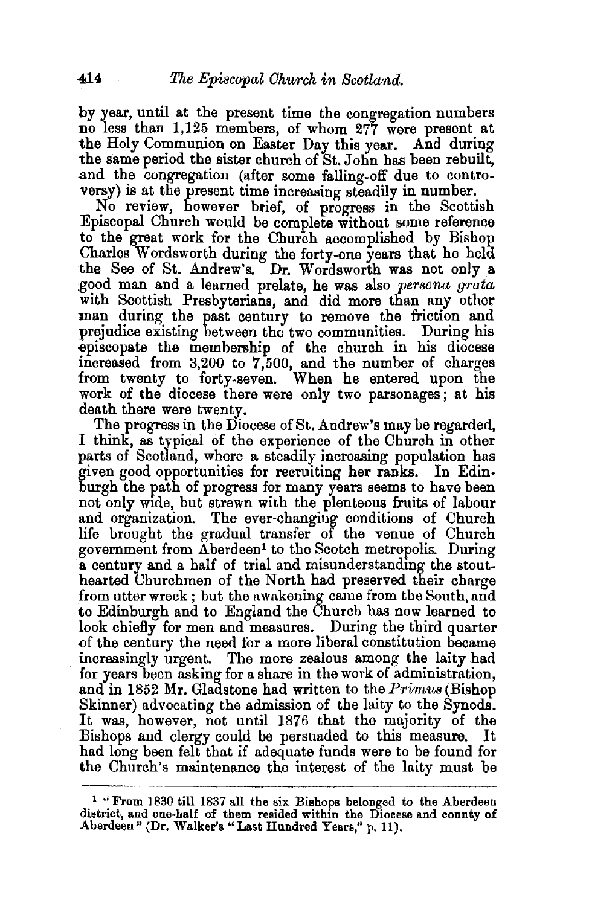by year, until at the present time the congregation numbers no less than 1,125 members, of whom 277 were present at the Holy Communion on Easter Day this year. And during the same period the sister church of St. John has been rebuilt, and the congregation (after some falling-off due to controversy) is at the present time increasing steadily in number.

No review, however brief, of progress in the Scottish Episcopal Church would be complete without some reference to the great work for the Church accomplished by Bishop Charles Wordsworth during the forty-one years that he held the See of St. Andrew's. Dr. Wordsworth was not only a good man and a learned prelate, he was also *persona grata* with Scottish Presbyterians, and did more than any other man during the past century to remove the friction and prejudice existing between the two communities. During his episcopate the membership of the church in his diocese increased from 3,200 to 7,500, and the number of charges from twenty to forty-seven. When he entered upon the work of the diocese there were only two parsonages; at his death there were twenty.

The progress in the Diocese of St. Andrew's may be regarded, I think, as typical of the experience of the Church in other parts of Scotland, where a steadily increasing population has given good opportunities for recruiting her ranks. In Edinburgh the path of progress for many years seems to have been not only wide, but strewn with the plenteous fruits of labour and organization. The ever-changing conditions of Church life brought the gradual transfer of the venue of Church government from Aberdeen[1] to the Scotch metropolis. During a century and a half of trial and misunderstanding the stout-hearted Churchmen of the North had preserved their charge from utter wreck; but the awakening came from the South, and to Edinburgh and to England the Church has now learned to look chiefly for men and measures. During the third quarter of the century the need for a more liberal constitution became increasingly urgent. The more zealous among the laity had for years been asking for a share in the work of administration, and in 1852 Mr. Gladstone had written to the *Primus* (Bishop Skinner) advocating the admission of the laity to the Synods. It was, however, not until 1876 that the majority of the Bishops and clergy could be persuaded to this measure. It had long been felt that if adequate funds were to be found for the Church's maintenance the interest of the laity must be

---

[1] "From 1830 till 1837 all the six Bishops belonged to the Aberdeen district, and one-half of them resided within the Diocese and county of Aberdeen" (Dr. Walker's "Last Hundred Years," p. 11).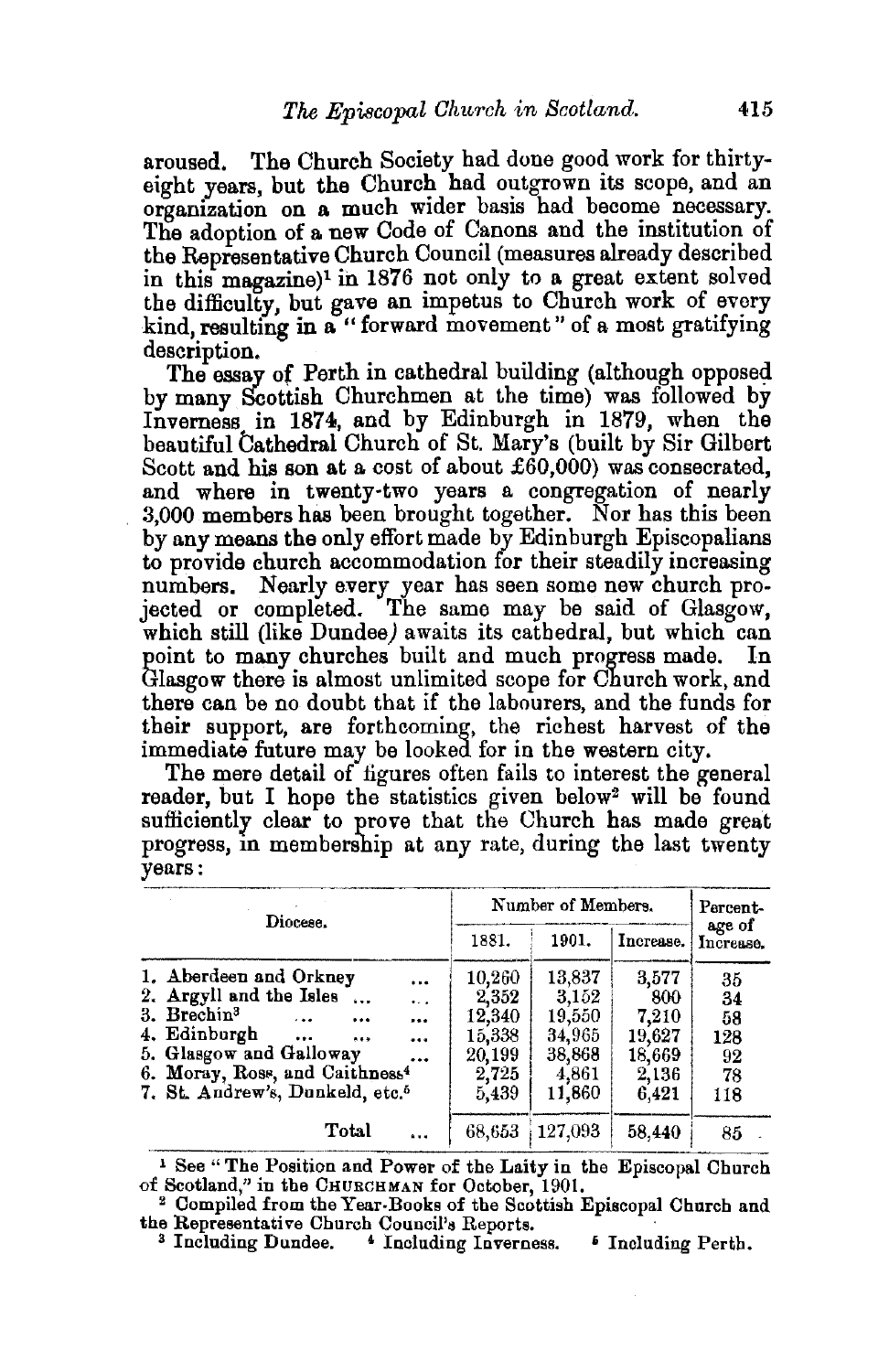aroused. The Church Society had done good work for thirty-eight years, but the Church had outgrown its scope, and an organization on a much wider basis had become necessary. The adoption of a new Code of Canons and the institution of the Representative Church Council (measures already described in this magazine)[1] in 1876 not only to a great extent solved the difficulty, but gave an impetus to Church work of every kind, resulting in a "forward movement" of a most gratifying description.

The essay of Perth in cathedral building (although opposed by many Scottish Churchmen at the time) was followed by Inverness in 1874, and by Edinburgh in 1879, when the beautiful Cathedral Church of St. Mary's (built by Sir Gilbert Scott and his son at a cost of about £60,000) was consecrated, and where in twenty-two years a congregation of nearly 3,000 members has been brought together. Nor has this been by any means the only effort made by Edinburgh Episcopalians to provide church accommodation for their steadily increasing numbers. Nearly every year has seen some new church projected or completed. The same may be said of Glasgow, which still (like Dundee) awaits its cathedral, but which can point to many churches built and much progress made. In Glasgow there is almost unlimited scope for Church work, and there can be no doubt that if the labourers, and the funds for their support, are forthcoming, the richest harvest of the immediate future may be looked for in the western city.

The mere detail of figures often fails to interest the general reader, but I hope the statistics given below[2] will be found sufficiently clear to prove that the Church has made great progress, in membership at any rate, during the last twenty years:

| Diocese. | Number of Members. | | | Percentage of Increase. |
|---|---|---|---|---|
| | 1881. | 1901. | Increase. | |
| 1. Aberdeen and Orkney ... | 10,260 | 13,837 | 3,577 | 35 |
| 2. Argyll and the Isles ... | 2,352 | 3,152 | 800 | 34 |
| 3. Brechin[3] ... ... ... | 12,340 | 19,550 | 7,210 | 58 |
| 4. Edinburgh ... ... ... | 15,338 | 34,965 | 19,627 | 128 |
| 5. Glasgow and Galloway ... | 20,199 | 38,868 | 18,669 | 92 |
| 6. Moray, Ross, and Caithness[4] | 2,725 | 4,861 | 2,136 | 78 |
| 7. St. Andrew's, Dunkeld, etc.[5] | 5,439 | 11,860 | 6,421 | 118 |
| Total ... | 68,653 | 127,093 | 58,440 | 85 |

[1] See "The Position and Power of the Laity in the Episcopal Church of Scotland," in the CHURCHMAN for October, 1901.

[2] Compiled from the Year-Books of the Scottish Episcopal Church and the Representative Church Council's Reports.

[3] Including Dundee. [4] Including Inverness. [5] Including Perth.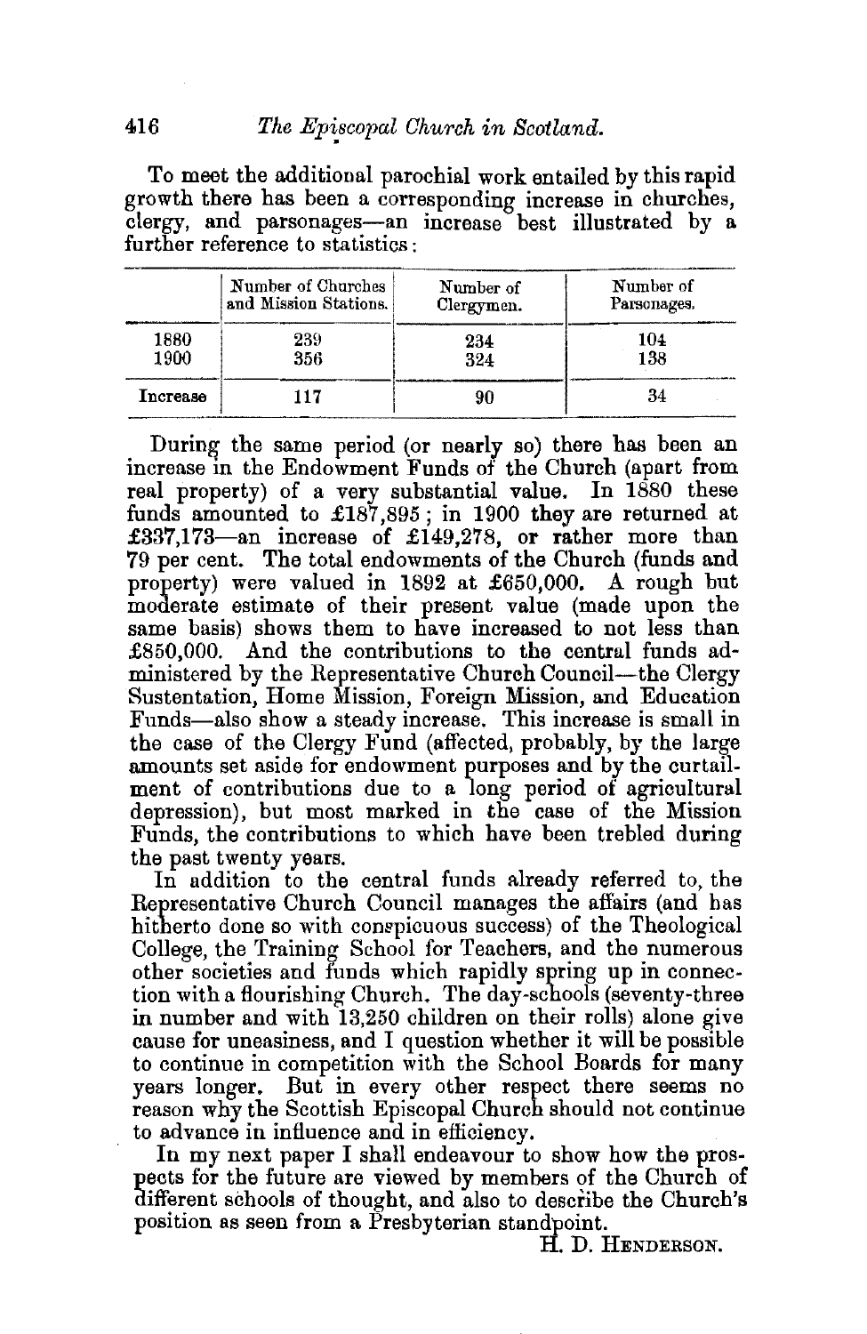To meet the additional parochial work entailed by this rapid growth there has been a corresponding increase in churches, clergy, and parsonages—an increase best illustrated by a further reference to statistics:

| | Number of Churches and Mission Stations. | Number of Clergymen. | Number of Parsonages. |
|---|---|---|---|
| 1880 | 239 | 234 | 104 |
| 1900 | 356 | 324 | 138 |
| Increase | 117 | 90 | 34 |

During the same period (or nearly so) there has been an increase in the Endowment Funds of the Church (apart from real property) of a very substantial value. In 1880 these funds amounted to £187,895; in 1900 they are returned at £337,173—an increase of £149,278, or rather more than 79 per cent. The total endowments of the Church (funds and property) were valued in 1892 at £650,000. A rough but moderate estimate of their present value (made upon the same basis) shows them to have increased to not less than £850,000. And the contributions to the central funds administered by the Representative Church Council—the Clergy Sustentation, Home Mission, Foreign Mission, and Education Funds—also show a steady increase. This increase is small in the case of the Clergy Fund (affected, probably, by the large amounts set aside for endowment purposes and by the curtailment of contributions due to a long period of agricultural depression), but most marked in the case of the Mission Funds, the contributions to which have been trebled during the past twenty years.

In addition to the central funds already referred to, the Representative Church Council manages the affairs (and has hitherto done so with conspicuous success) of the Theological College, the Training School for Teachers, and the numerous other societies and funds which rapidly spring up in connection with a flourishing Church. The day-schools (seventy-three in number and with 13,250 children on their rolls) alone give cause for uneasiness, and I question whether it will be possible to continue in competition with the School Boards for many years longer. But in every other respect there seems no reason why the Scottish Episcopal Church should not continue to advance in influence and in efficiency.

In my next paper I shall endeavour to show how the prospects for the future are viewed by members of the Church of different schools of thought, and also to describe the Church's position as seen from a Presbyterian standpoint.

H. D. HENDERSON.